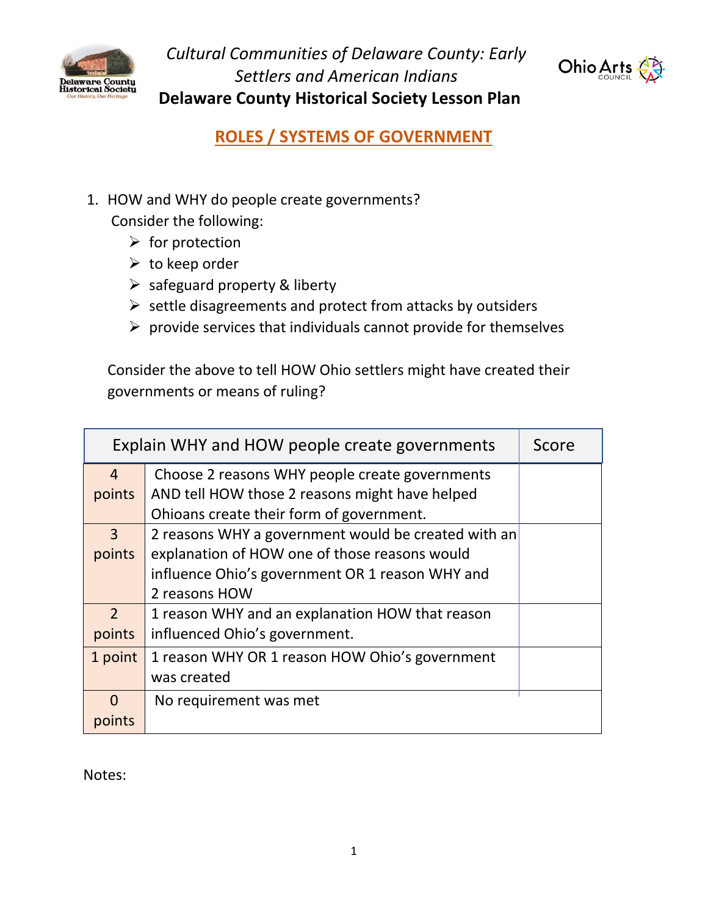*Cultural Communities of Delaware County: Early Settlers and American Indians*

**Delaware County Historical Society Lesson Plan**

## ROLES / SYSTEMS OF GOVERNMENT

1. HOW and WHY do people create governments?

   Consider the following:

   - for protection
   - to keep order
   - safeguard property & liberty
   - settle disagreements and protect from attacks by outsiders
   - provide services that individuals cannot provide for themselves

   Consider the above to tell HOW Ohio settlers might have created their governments or means of ruling?

| | Explain WHY and HOW people create governments | Score |
|---|---|---|
| 4 points | Choose 2 reasons WHY people create governments AND tell HOW those 2 reasons might have helped Ohioans create their form of government. | |
| 3 points | 2 reasons WHY a government would be created with an explanation of HOW one of those reasons would influence Ohio's government OR 1 reason WHY and 2 reasons HOW | |
| 2 points | 1 reason WHY and an explanation HOW that reason influenced Ohio's government. | |
| 1 point | 1 reason WHY OR 1 reason HOW Ohio's government was created | |
| 0 points | No requirement was met | |

Notes: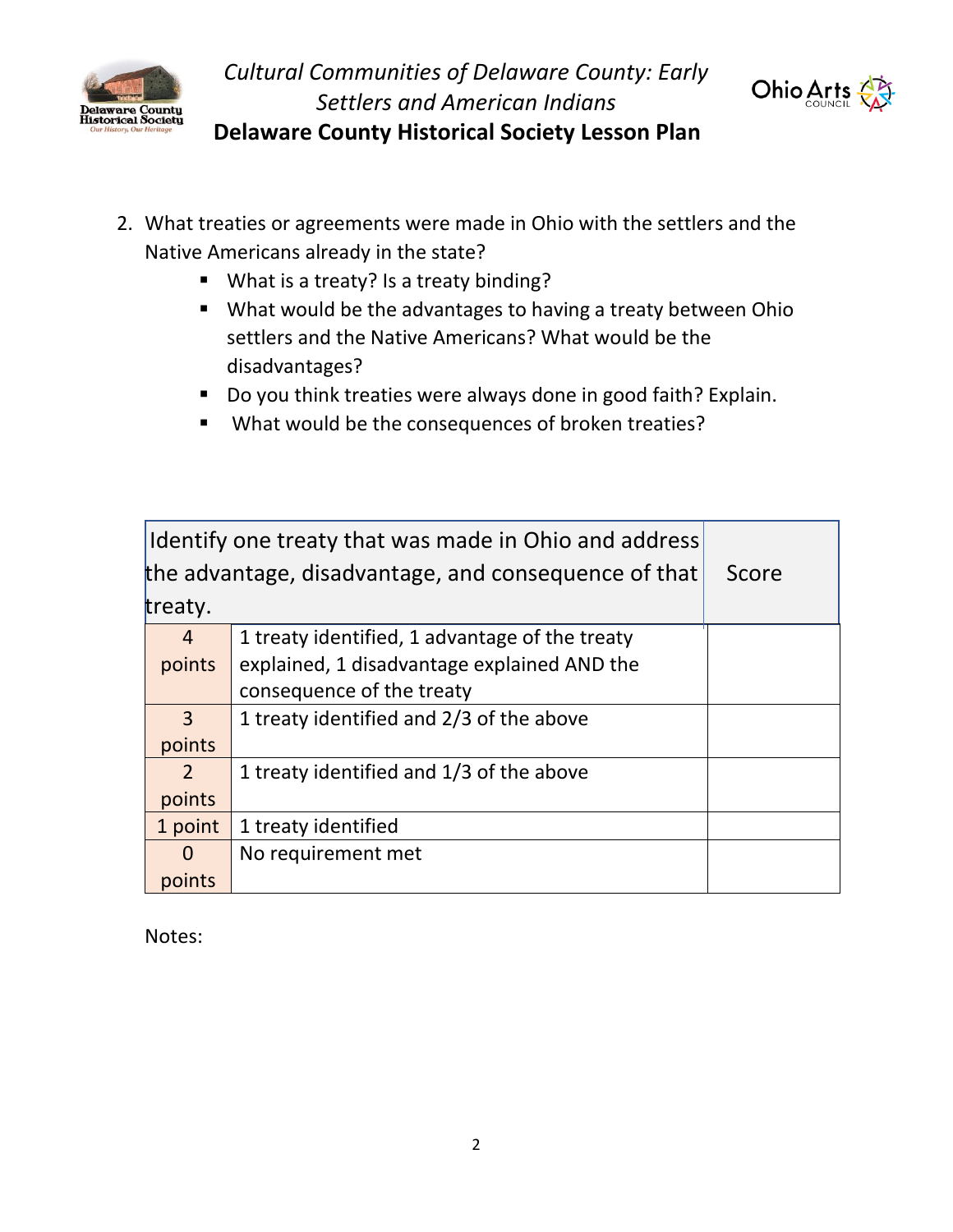2. What treaties or agreements were made in Ohio with the settlers and the Native Americans already in the state?
    - What is a treaty? Is a treaty binding?
    - What would be the advantages to having a treaty between Ohio settlers and the Native Americans? What would be the disadvantages?
    - Do you think treaties were always done in good faith? Explain.
    - What would be the consequences of broken treaties?

| Identify one treaty that was made in Ohio and address the advantage, disadvantage, and consequence of that treaty. | | Score |
|---|---|---|
| 4 points | 1 treaty identified, 1 advantage of the treaty explained, 1 disadvantage explained AND the consequence of the treaty | |
| 3 points | 1 treaty identified and 2/3 of the above | |
| 2 points | 1 treaty identified and 1/3 of the above | |
| 1 point | 1 treaty identified | |
| 0 points | No requirement met | |

Notes: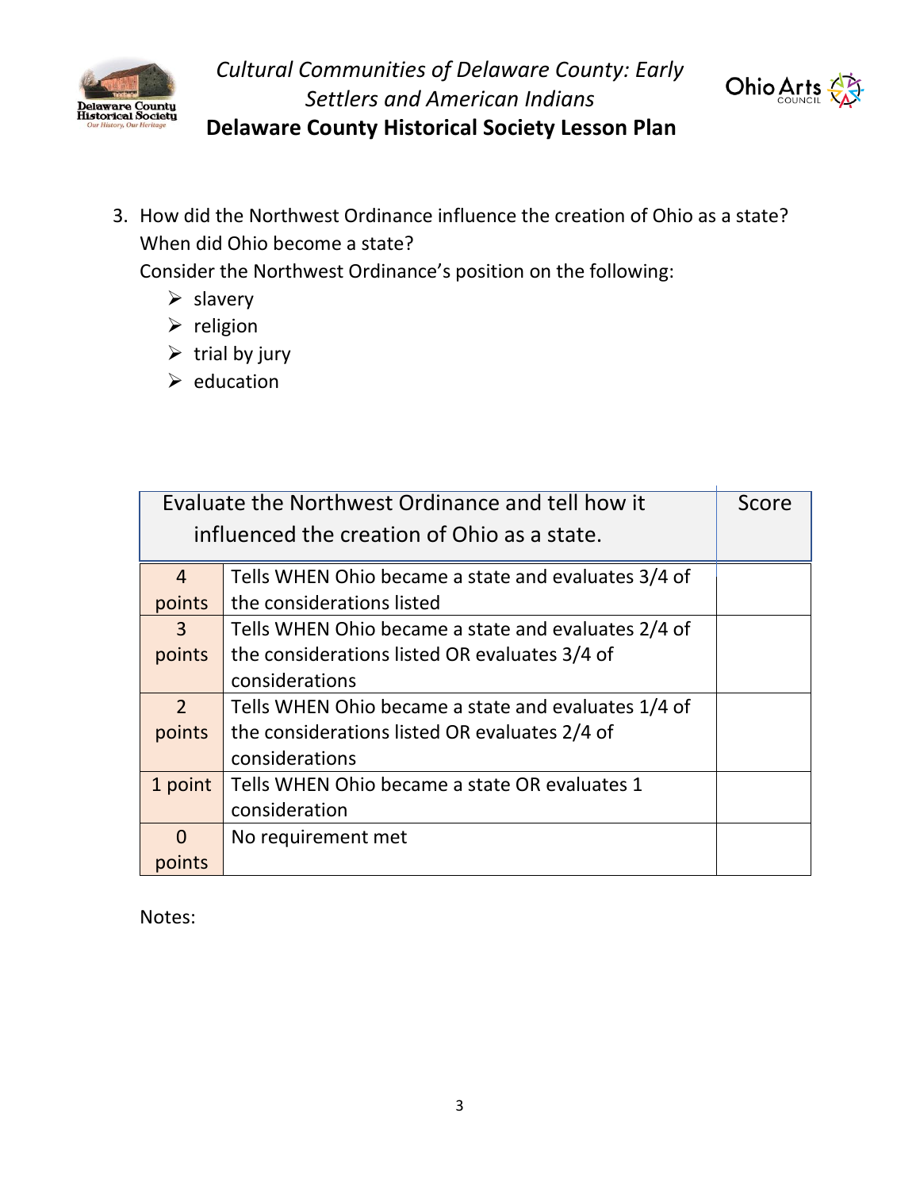3. How did the Northwest Ordinance influence the creation of Ohio as a state? When did Ohio become a state?
   Consider the Northwest Ordinance's position on the following:
   - slavery
   - religion
   - trial by jury
   - education

| Evaluate the Northwest Ordinance and tell how it influenced the creation of Ohio as a state. | | Score |
|---|---|---|
| 4 points | Tells WHEN Ohio became a state and evaluates 3/4 of the considerations listed | |
| 3 points | Tells WHEN Ohio became a state and evaluates 2/4 of the considerations listed OR evaluates 3/4 of considerations | |
| 2 points | Tells WHEN Ohio became a state and evaluates 1/4 of the considerations listed OR evaluates 2/4 of considerations | |
| 1 point | Tells WHEN Ohio became a state OR evaluates 1 consideration | |
| 0 points | No requirement met | |

Notes: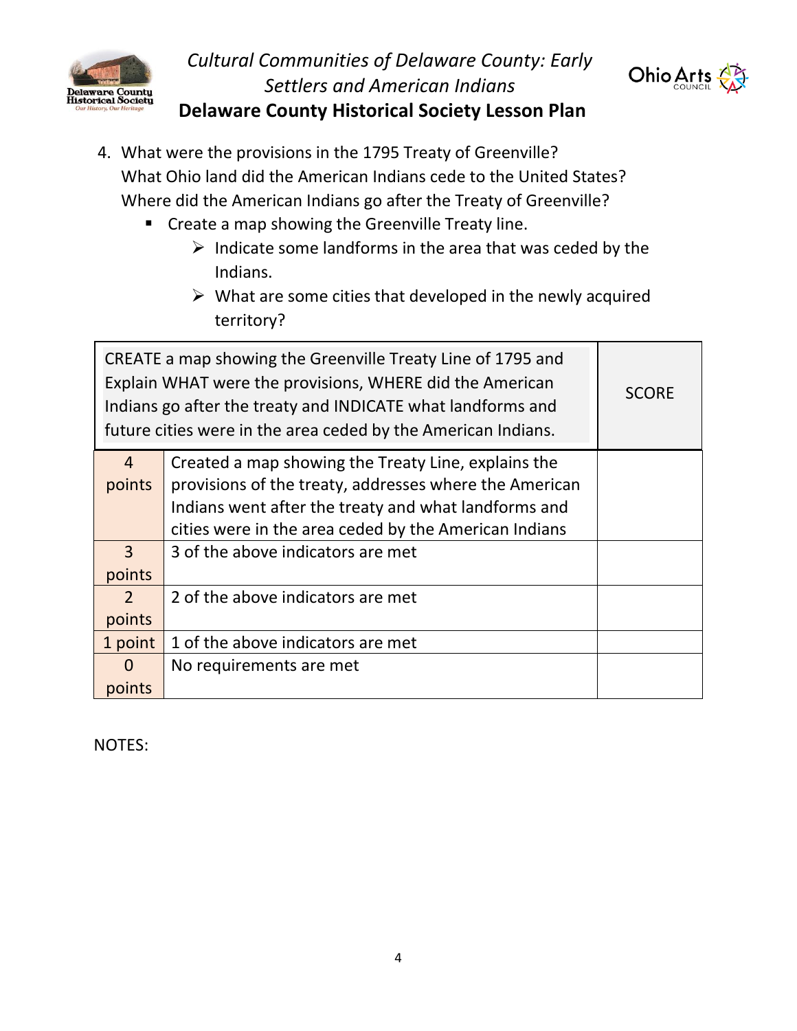4. What were the provisions in the 1795 Treaty of Greenville?
   What Ohio land did the American Indians cede to the United States?
   Where did the American Indians go after the Treaty of Greenville?
   - Create a map showing the Greenville Treaty line.
     - Indicate some landforms in the area that was ceded by the Indians.
     - What are some cities that developed in the newly acquired territory?

| CREATE a map showing the Greenville Treaty Line of 1795 and Explain WHAT were the provisions, WHERE did the American Indians go after the treaty and INDICATE what landforms and future cities were in the area ceded by the American Indians. | | SCORE |
|---|---|---|
| 4 points | Created a map showing the Treaty Line, explains the provisions of the treaty, addresses where the American Indians went after the treaty and what landforms and cities were in the area ceded by the American Indians | |
| 3 points | 3 of the above indicators are met | |
| 2 points | 2 of the above indicators are met | |
| 1 point | 1 of the above indicators are met | |
| 0 points | No requirements are met | |

NOTES: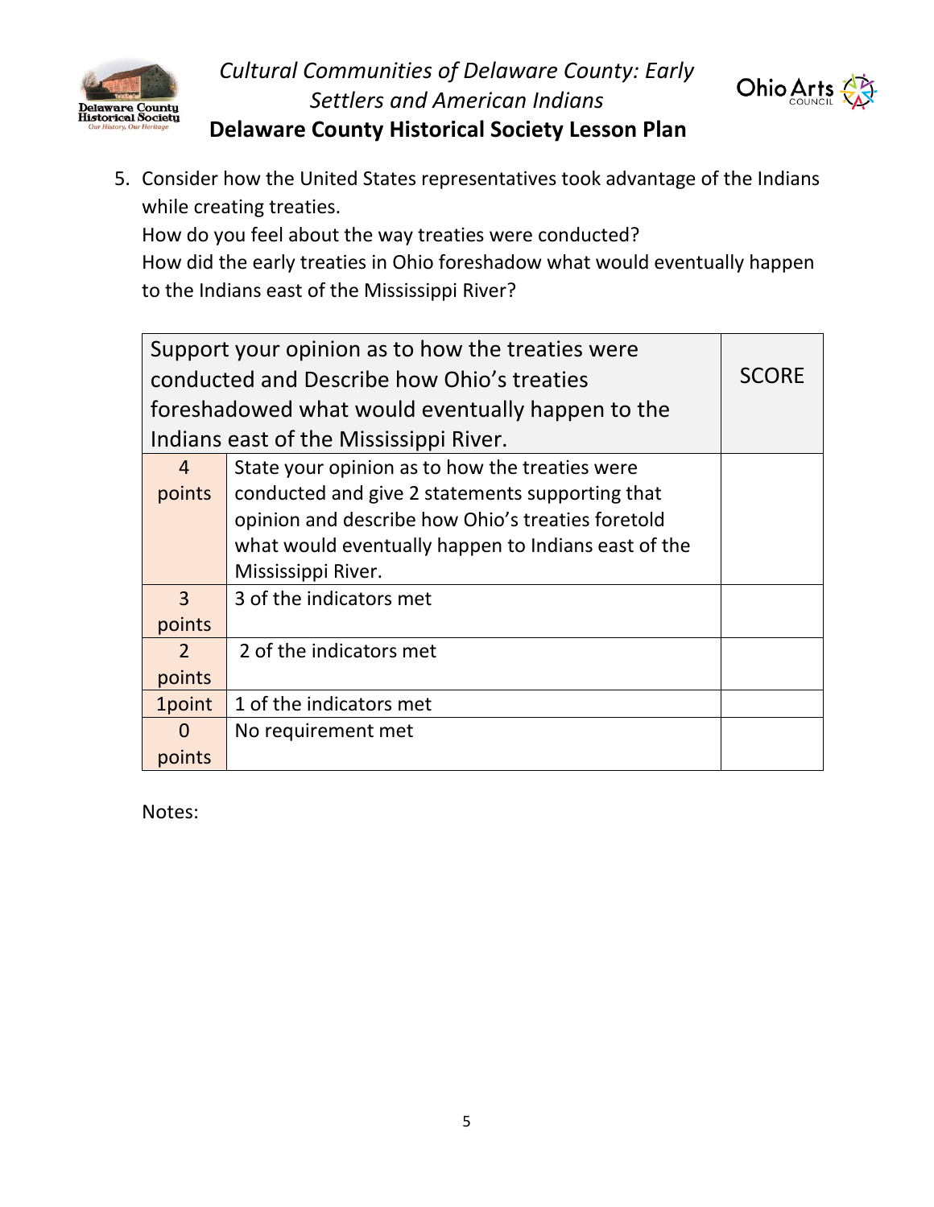5. Consider how the United States representatives took advantage of the Indians while creating treaties.
   How do you feel about the way treaties were conducted?
   How did the early treaties in Ohio foreshadow what would eventually happen to the Indians east of the Mississippi River?

| Support your opinion as to how the treaties were conducted and Describe how Ohio's treaties foreshadowed what would eventually happen to the Indians east of the Mississippi River. | | SCORE |
|---|---|---|
| 4 points | State your opinion as to how the treaties were conducted and give 2 statements supporting that opinion and describe how Ohio's treaties foretold what would eventually happen to Indians east of the Mississippi River. | |
| 3 points | 3 of the indicators met | |
| 2 points | 2 of the indicators met | |
| 1point | 1 of the indicators met | |
| 0 points | No requirement met | |

Notes: